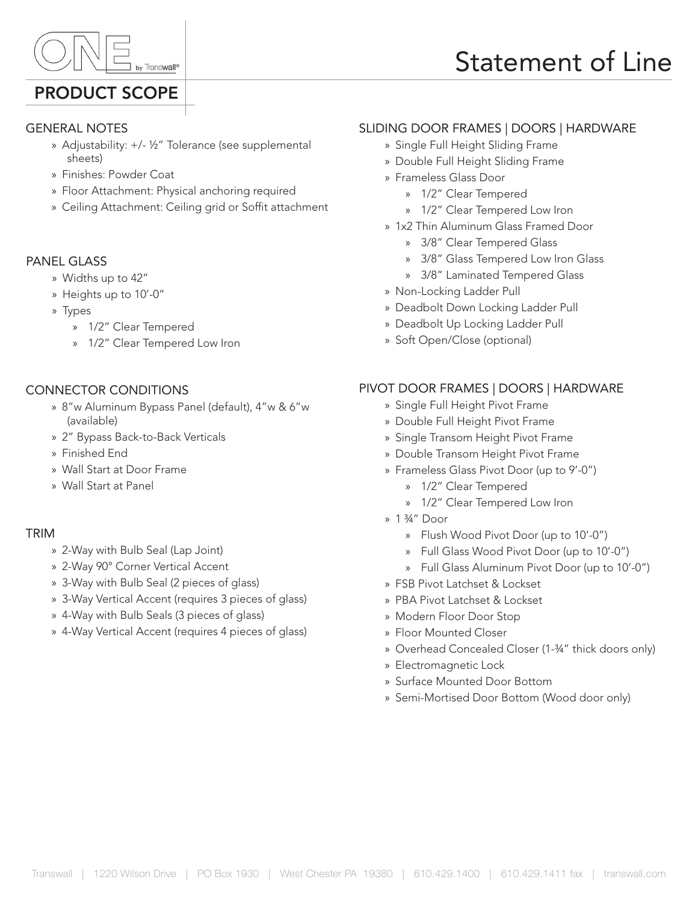ONE by Transwall®

# Statement of Line

## PRODUCT SCOPE

### GENERAL NOTES

- Adjustability: +/- ½" Tolerance (see supplemental sheets)
- Finishes: Powder Coat
- Floor Attachment: Physical anchoring required
- Ceiling Attachment: Ceiling grid or Soffit attachment

### PANEL GLASS

- Widths up to 42"
- Heights up to 10'-0"
- Types
    - 1/2" Clear Tempered
    - 1/2" Clear Tempered Low Iron

### CONNECTOR CONDITIONS

- 8"w Aluminum Bypass Panel (default), 4"w & 6"w (available)
- 2" Bypass Back-to-Back Verticals
- Finished End
- Wall Start at Door Frame
- Wall Start at Panel

### TRIM

- 2-Way with Bulb Seal (Lap Joint)
- 2-Way 90° Corner Vertical Accent
- 3-Way with Bulb Seal (2 pieces of glass)
- 3-Way Vertical Accent (requires 3 pieces of glass)
- 4-Way with Bulb Seals (3 pieces of glass)
- 4-Way Vertical Accent (requires 4 pieces of glass)

### SLIDING DOOR FRAMES | DOORS | HARDWARE

- Single Full Height Sliding Frame
- Double Full Height Sliding Frame
- Frameless Glass Door
    - 1/2" Clear Tempered
    - 1/2" Clear Tempered Low Iron
- 1x2 Thin Aluminum Glass Framed Door
    - 3/8" Clear Tempered Glass
    - 3/8" Glass Tempered Low Iron Glass
    - 3/8" Laminated Tempered Glass
- Non-Locking Ladder Pull
- Deadbolt Down Locking Ladder Pull
- Deadbolt Up Locking Ladder Pull
- Soft Open/Close (optional)

### PIVOT DOOR FRAMES | DOORS | HARDWARE

- Single Full Height Pivot Frame
- Double Full Height Pivot Frame
- Single Transom Height Pivot Frame
- Double Transom Height Pivot Frame
- Frameless Glass Pivot Door (up to 9'-0")
    - 1/2" Clear Tempered
    - 1/2" Clear Tempered Low Iron
- 1 ¾" Door
    - Flush Wood Pivot Door (up to 10'-0")
    - Full Glass Wood Pivot Door (up to 10'-0")
    - Full Glass Aluminum Pivot Door (up to 10'-0")
- FSB Pivot Latchset & Lockset
- PBA Pivot Latchset & Lockset
- Modern Floor Door Stop
- Floor Mounted Closer
- Overhead Concealed Closer (1-¾" thick doors only)
- Electromagnetic Lock
- Surface Mounted Door Bottom
- Semi-Mortised Door Bottom (Wood door only)

Transwall | 1220 Wilson Drive | PO Box 1930 | West Chester PA 19380 | 610.429.1400 | 610.429.1411 fax | transwall.com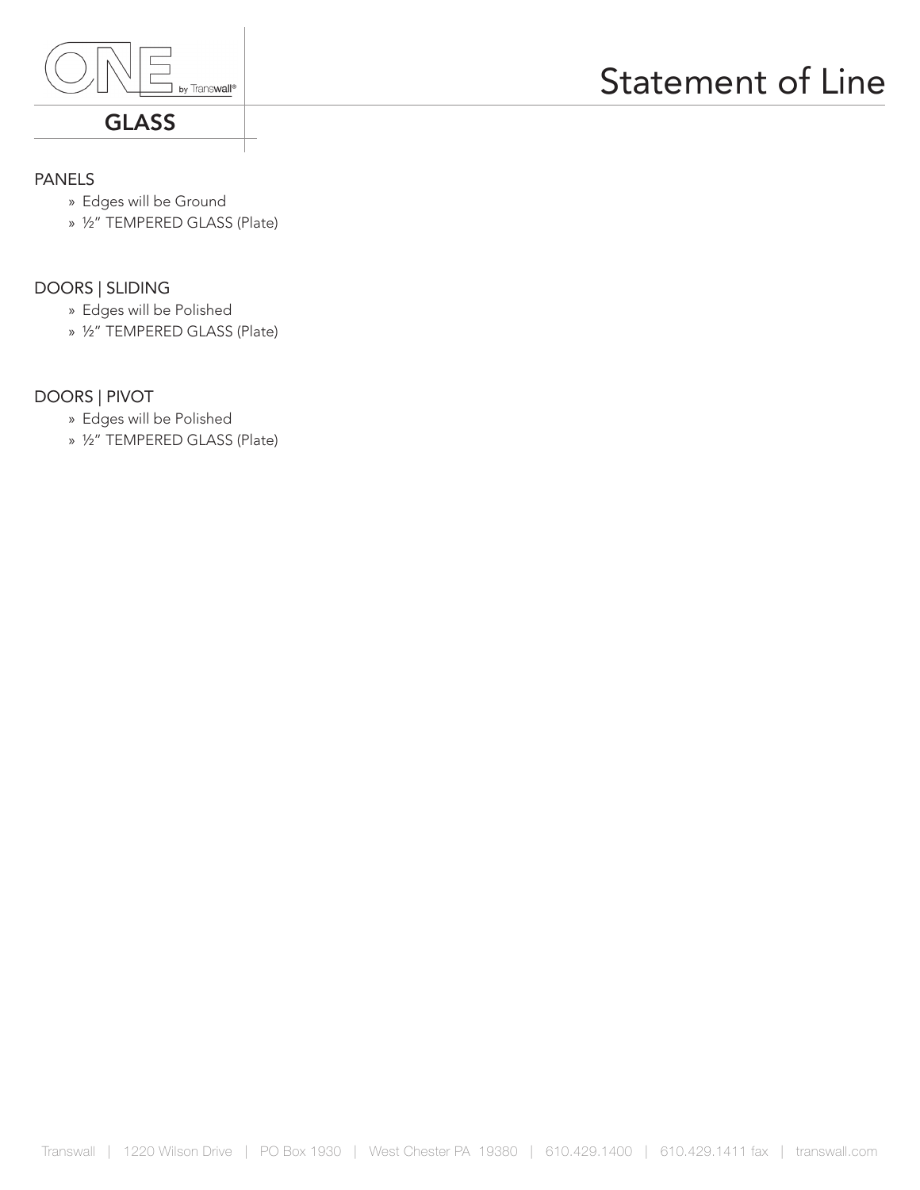# Statement of Line

## GLASS

### PANELS

- Edges will be Ground
- ½" TEMPERED GLASS (Plate)

### DOORS | SLIDING

- Edges will be Polished
- ½" TEMPERED GLASS (Plate)

### DOORS | PIVOT

- Edges will be Polished
- ½" TEMPERED GLASS (Plate)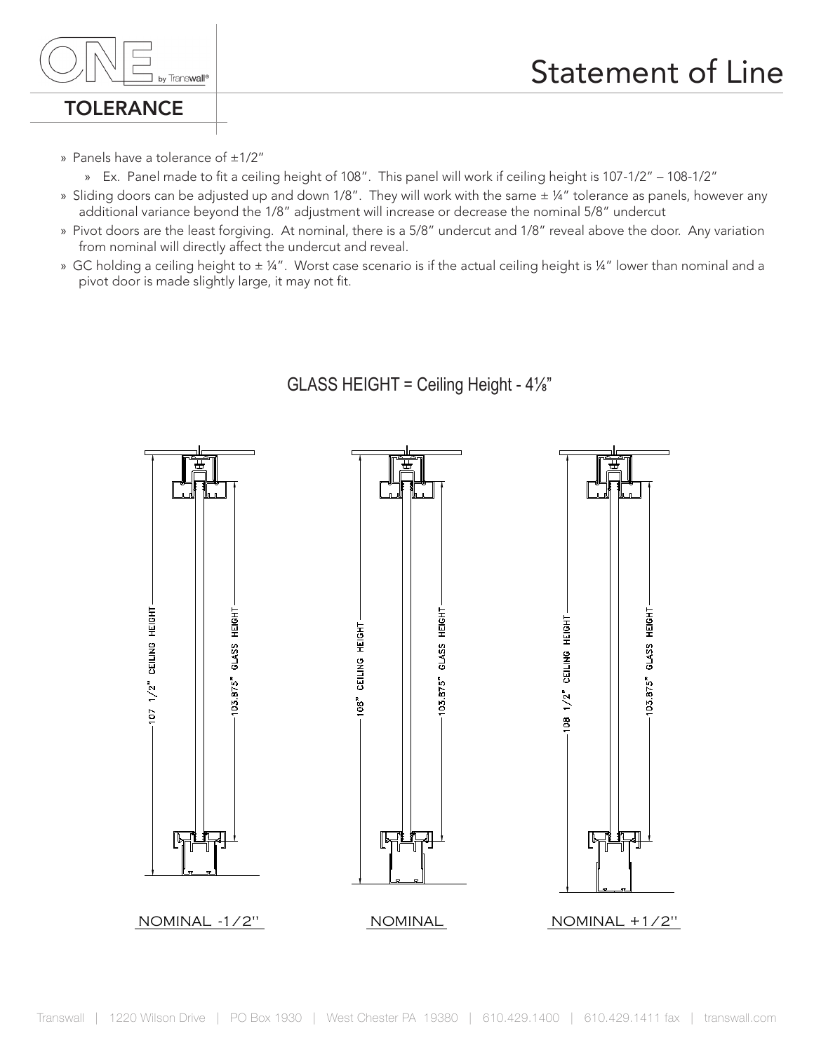# Statement of Line

## TOLERANCE

- Panels have a tolerance of ±1/2"
  - Ex. Panel made to fit a ceiling height of 108". This panel will work if ceiling height is 107-1/2" – 108-1/2"
- Sliding doors can be adjusted up and down 1/8". They will work with the same ± ¼" tolerance as panels, however any additional variance beyond the 1/8" adjustment will increase or decrease the nominal 5/8" undercut
- Pivot doors are the least forgiving. At nominal, there is a 5/8" undercut and 1/8" reveal above the door. Any variation from nominal will directly affect the undercut and reveal.
- GC holding a ceiling height to ± ¼". Worst case scenario is if the actual ceiling height is ¼" lower than nominal and a pivot door is made slightly large, it may not fit.

GLASS HEIGHT = Ceiling Height - 4⅛"

107 1/2" CEILING HEIGHT

103.875" GLASS HEIGHT

NOMINAL -1/2"

108" CEILING HEIGHT

103.875" GLASS HEIGHT

NOMINAL

108 1/2" CEILING HEIGHT

103.875" GLASS HEIGHT

NOMINAL +1/2"